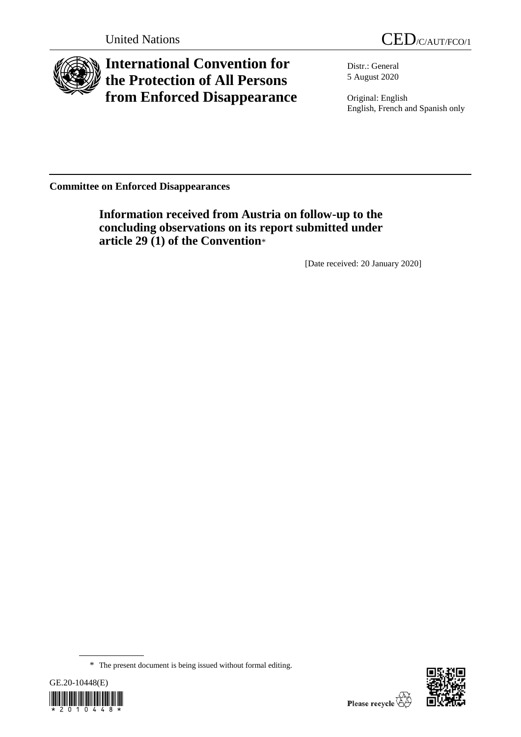United Nations

CED/C/AUT/FCO/1

# International Convention for the Protection of All Persons from Enforced Disappearance

Distr.: General
5 August 2020

Original: English
English, French and Spanish only

**Committee on Enforced Disappearances**

## Information received from Austria on follow-up to the concluding observations on its report submitted under article 29 (1) of the Convention*

[Date received: 20 January 2020]

\* The present document is being issued without formal editing.

GE.20-10448(E)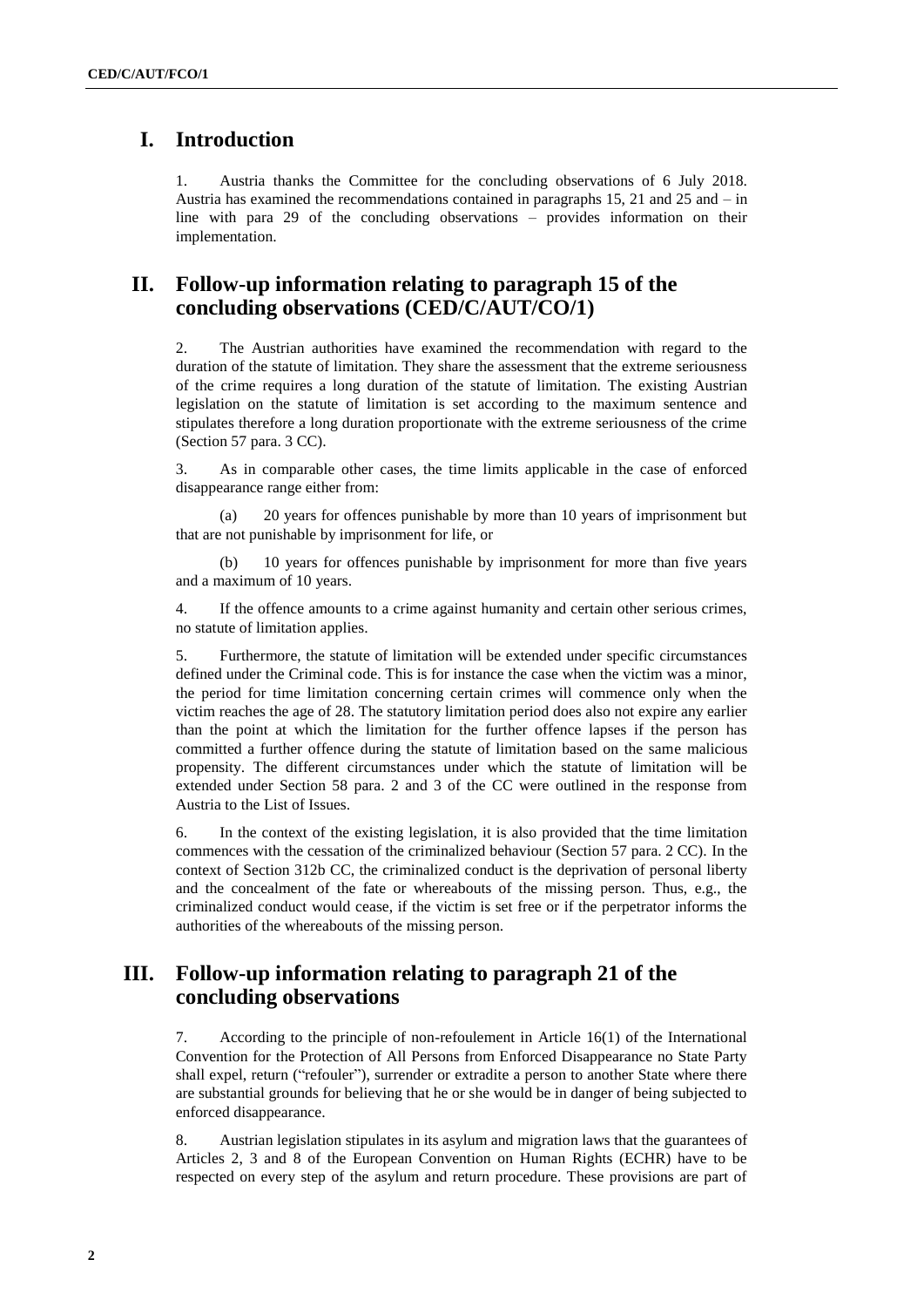# I. Introduction

1. Austria thanks the Committee for the concluding observations of 6 July 2018. Austria has examined the recommendations contained in paragraphs 15, 21 and 25 and – in line with para 29 of the concluding observations – provides information on their implementation.

# II. Follow-up information relating to paragraph 15 of the concluding observations (CED/C/AUT/CO/1)

2. The Austrian authorities have examined the recommendation with regard to the duration of the statute of limitation. They share the assessment that the extreme seriousness of the crime requires a long duration of the statute of limitation. The existing Austrian legislation on the statute of limitation is set according to the maximum sentence and stipulates therefore a long duration proportionate with the extreme seriousness of the crime (Section 57 para. 3 CC).

3. As in comparable other cases, the time limits applicable in the case of enforced disappearance range either from:

   (a) 20 years for offences punishable by more than 10 years of imprisonment but that are not punishable by imprisonment for life, or

   (b) 10 years for offences punishable by imprisonment for more than five years and a maximum of 10 years.

4. If the offence amounts to a crime against humanity and certain other serious crimes, no statute of limitation applies.

5. Furthermore, the statute of limitation will be extended under specific circumstances defined under the Criminal code. This is for instance the case when the victim was a minor, the period for time limitation concerning certain crimes will commence only when the victim reaches the age of 28. The statutory limitation period does also not expire any earlier than the point at which the limitation for the further offence lapses if the person has committed a further offence during the statute of limitation based on the same malicious propensity. The different circumstances under which the statute of limitation will be extended under Section 58 para. 2 and 3 of the CC were outlined in the response from Austria to the List of Issues.

6. In the context of the existing legislation, it is also provided that the time limitation commences with the cessation of the criminalized behaviour (Section 57 para. 2 CC). In the context of Section 312b CC, the criminalized conduct is the deprivation of personal liberty and the concealment of the fate or whereabouts of the missing person. Thus, e.g., the criminalized conduct would cease, if the victim is set free or if the perpetrator informs the authorities of the whereabouts of the missing person.

# III. Follow-up information relating to paragraph 21 of the concluding observations

7. According to the principle of non-refoulement in Article 16(1) of the International Convention for the Protection of All Persons from Enforced Disappearance no State Party shall expel, return ("refouler"), surrender or extradite a person to another State where there are substantial grounds for believing that he or she would be in danger of being subjected to enforced disappearance.

8. Austrian legislation stipulates in its asylum and migration laws that the guarantees of Articles 2, 3 and 8 of the European Convention on Human Rights (ECHR) have to be respected on every step of the asylum and return procedure. These provisions are part of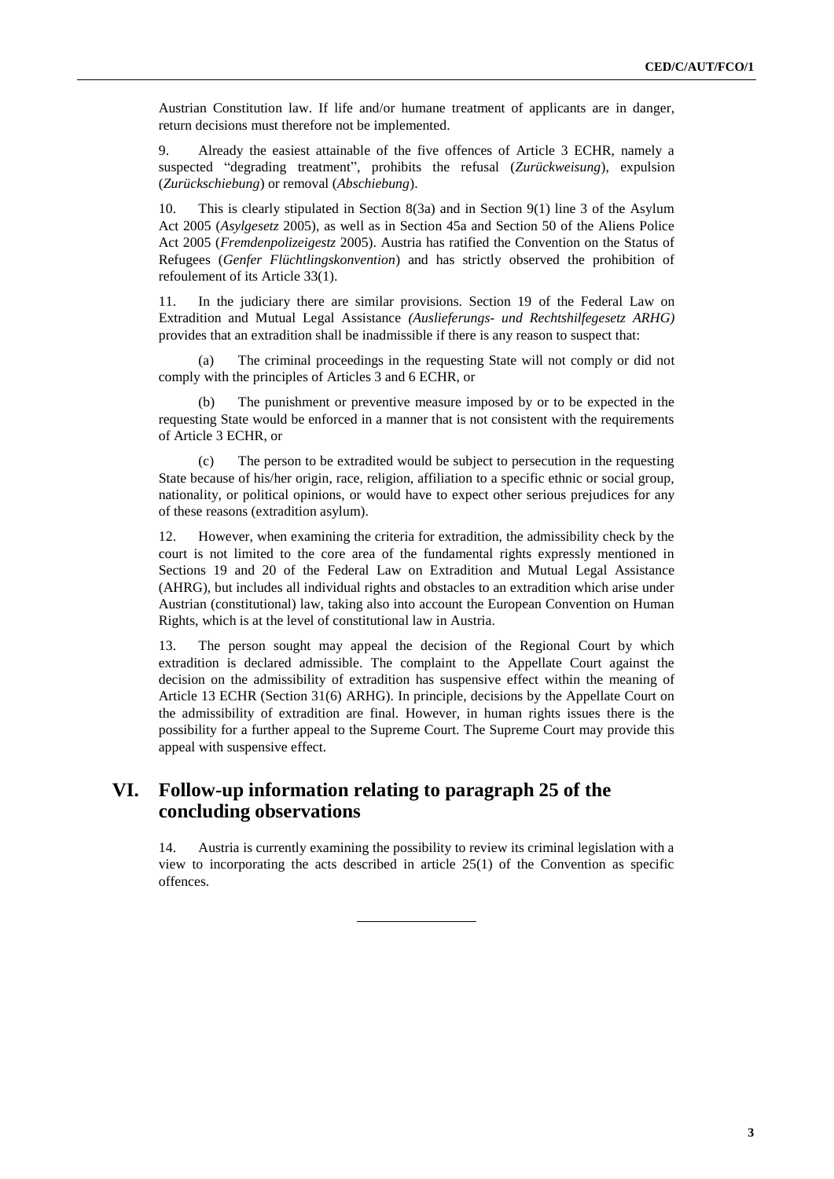Austrian Constitution law. If life and/or humane treatment of applicants are in danger, return decisions must therefore not be implemented.

9. Already the easiest attainable of the five offences of Article 3 ECHR, namely a suspected "degrading treatment", prohibits the refusal (*Zurückweisung*), expulsion (*Zurückschiebung*) or removal (*Abschiebung*).

10. This is clearly stipulated in Section 8(3a) and in Section 9(1) line 3 of the Asylum Act 2005 (*Asylgesetz* 2005), as well as in Section 45a and Section 50 of the Aliens Police Act 2005 (*Fremdenpolizeigestz* 2005). Austria has ratified the Convention on the Status of Refugees (*Genfer Flüchtlingskonvention*) and has strictly observed the prohibition of refoulement of its Article 33(1).

11. In the judiciary there are similar provisions. Section 19 of the Federal Law on Extradition and Mutual Legal Assistance *(Auslieferungs- und Rechtshilfegesetz ARHG)* provides that an extradition shall be inadmissible if there is any reason to suspect that:

(a) The criminal proceedings in the requesting State will not comply or did not comply with the principles of Articles 3 and 6 ECHR, or

(b) The punishment or preventive measure imposed by or to be expected in the requesting State would be enforced in a manner that is not consistent with the requirements of Article 3 ECHR, or

(c) The person to be extradited would be subject to persecution in the requesting State because of his/her origin, race, religion, affiliation to a specific ethnic or social group, nationality, or political opinions, or would have to expect other serious prejudices for any of these reasons (extradition asylum).

12. However, when examining the criteria for extradition, the admissibility check by the court is not limited to the core area of the fundamental rights expressly mentioned in Sections 19 and 20 of the Federal Law on Extradition and Mutual Legal Assistance (AHRG), but includes all individual rights and obstacles to an extradition which arise under Austrian (constitutional) law, taking also into account the European Convention on Human Rights, which is at the level of constitutional law in Austria.

13. The person sought may appeal the decision of the Regional Court by which extradition is declared admissible. The complaint to the Appellate Court against the decision on the admissibility of extradition has suspensive effect within the meaning of Article 13 ECHR (Section 31(6) ARHG). In principle, decisions by the Appellate Court on the admissibility of extradition are final. However, in human rights issues there is the possibility for a further appeal to the Supreme Court. The Supreme Court may provide this appeal with suspensive effect.

## VI. Follow-up information relating to paragraph 25 of the concluding observations

14. Austria is currently examining the possibility to review its criminal legislation with a view to incorporating the acts described in article 25(1) of the Convention as specific offences.